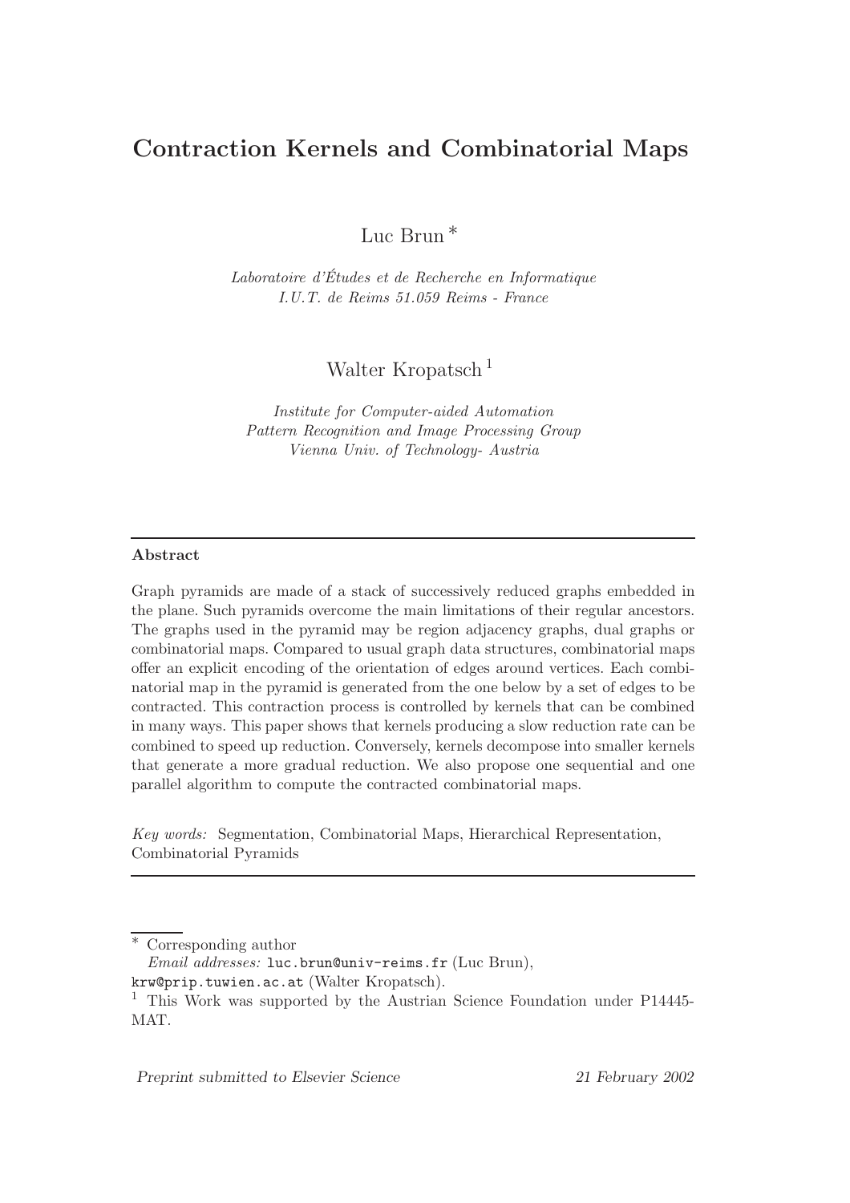# Contraction Kernels and Combinatorial Maps

Luc Brun [*]

*Laboratoire d'Études et de Recherche en Informatique*
*I.U.T. de Reims 51.059 Reims - France*

Walter Kropatsch [1]

*Institute for Computer-aided Automation*
*Pattern Recognition and Image Processing Group*
*Vienna Univ. of Technology- Austria*

---

**Abstract**

Graph pyramids are made of a stack of successively reduced graphs embedded in the plane. Such pyramids overcome the main limitations of their regular ancestors. The graphs used in the pyramid may be region adjacency graphs, dual graphs or combinatorial maps. Compared to usual graph data structures, combinatorial maps offer an explicit encoding of the orientation of edges around vertices. Each combinatorial map in the pyramid is generated from the one below by a set of edges to be contracted. This contraction process is controlled by kernels that can be combined in many ways. This paper shows that kernels producing a slow reduction rate can be combined to speed up reduction. Conversely, kernels decompose into smaller kernels that generate a more gradual reduction. We also propose one sequential and one parallel algorithm to compute the contracted combinatorial maps.

*Key words:* Segmentation, Combinatorial Maps, Hierarchical Representation, Combinatorial Pyramids

---

[*] Corresponding author
*Email addresses:* luc.brun@univ-reims.fr (Luc Brun), krw@prip.tuwien.ac.at (Walter Kropatsch).

[1] This Work was supported by the Austrian Science Foundation under P14445-MAT.

*Preprint submitted to Elsevier Science* 21 February 2002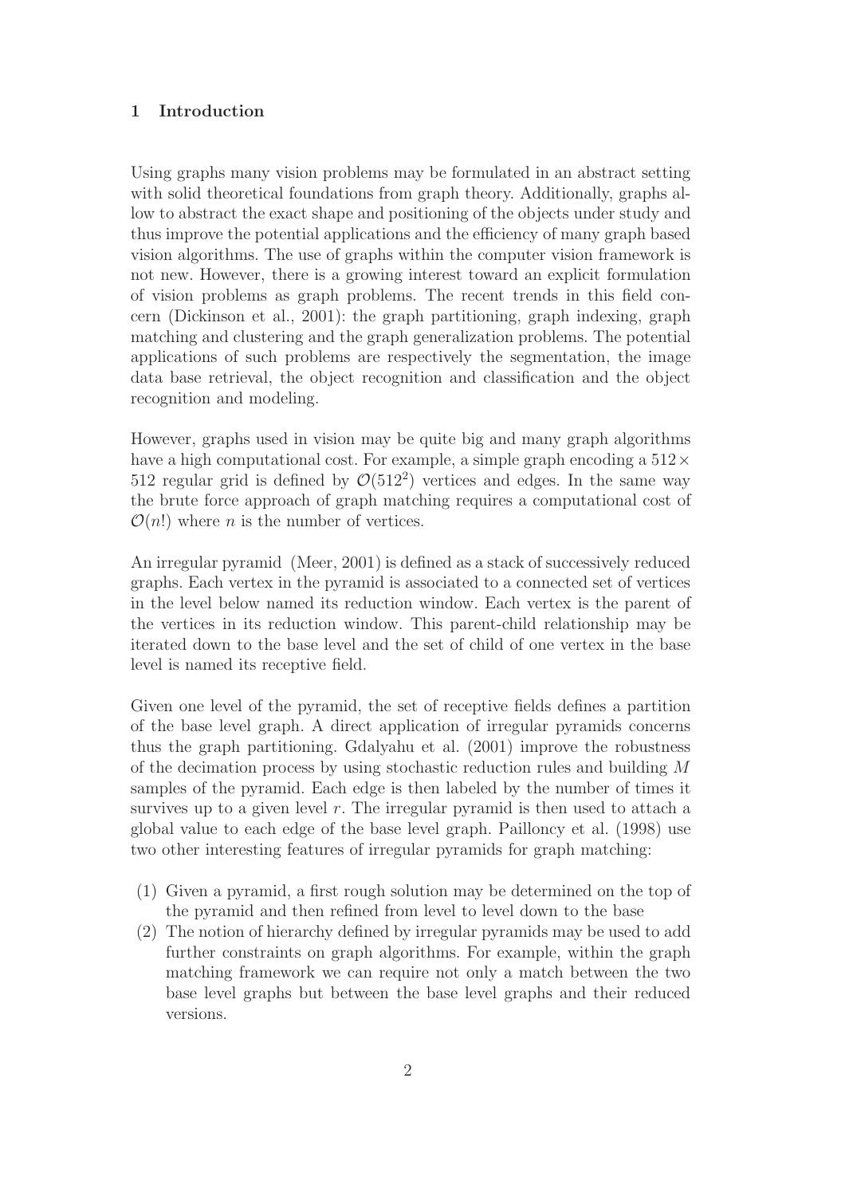## 1 Introduction

Using graphs many vision problems may be formulated in an abstract setting with solid theoretical foundations from graph theory. Additionally, graphs allow to abstract the exact shape and positioning of the objects under study and thus improve the potential applications and the efficiency of many graph based vision algorithms. The use of graphs within the computer vision framework is not new. However, there is a growing interest toward an explicit formulation of vision problems as graph problems. The recent trends in this field concern (Dickinson et al., 2001): the graph partitioning, graph indexing, graph matching and clustering and the graph generalization problems. The potential applications of such problems are respectively the segmentation, the image data base retrieval, the object recognition and classification and the object recognition and modeling.

However, graphs used in vision may be quite big and many graph algorithms have a high computational cost. For example, a simple graph encoding a $512 \times 512$ regular grid is defined by $\mathcal{O}(512^2)$ vertices and edges. In the same way the brute force approach of graph matching requires a computational cost of $\mathcal{O}(n!)$ where $n$ is the number of vertices.

An irregular pyramid (Meer, 2001) is defined as a stack of successively reduced graphs. Each vertex in the pyramid is associated to a connected set of vertices in the level below named its reduction window. Each vertex is the parent of the vertices in its reduction window. This parent-child relationship may be iterated down to the base level and the set of child of one vertex in the base level is named its receptive field.

Given one level of the pyramid, the set of receptive fields defines a partition of the base level graph. A direct application of irregular pyramids concerns thus the graph partitioning. Gdalyahu et al. (2001) improve the robustness of the decimation process by using stochastic reduction rules and building $M$ samples of the pyramid. Each edge is then labeled by the number of times it survives up to a given level $r$. The irregular pyramid is then used to attach a global value to each edge of the base level graph. Paillony et al. (1998) use two other interesting features of irregular pyramids for graph matching:

(1) Given a pyramid, a first rough solution may be determined on the top of the pyramid and then refined from level to level down to the base
(2) The notion of hierarchy defined by irregular pyramids may be used to add further constraints on graph algorithms. For example, within the graph matching framework we can require not only a match between the two base level graphs but between the base level graphs and their reduced versions.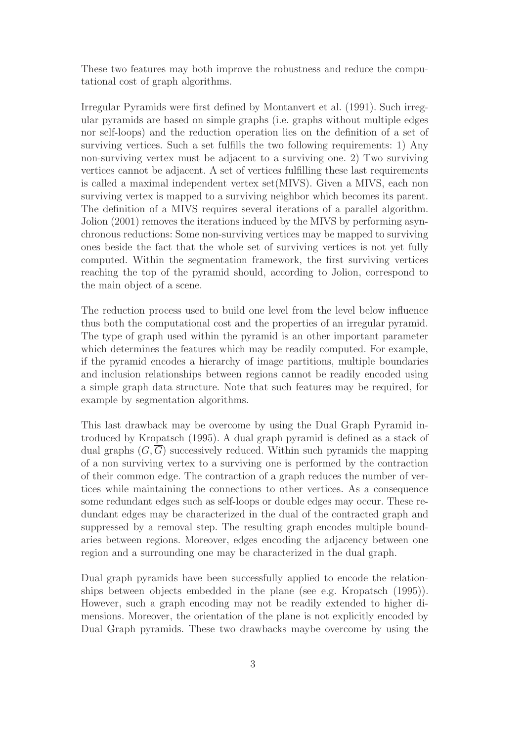These two features may both improve the robustness and reduce the computational cost of graph algorithms.

Irregular Pyramids were first defined by Montanvert et al. (1991). Such irregular pyramids are based on simple graphs (i.e. graphs without multiple edges nor self-loops) and the reduction operation lies on the definition of a set of surviving vertices. Such a set fulfills the two following requirements: 1) Any non-surviving vertex must be adjacent to a surviving one. 2) Two surviving vertices cannot be adjacent. A set of vertices fulfilling these last requirements is called a maximal independent vertex set(MIVS). Given a MIVS, each non surviving vertex is mapped to a surviving neighbor which becomes its parent. The definition of a MIVS requires several iterations of a parallel algorithm. Jolion (2001) removes the iterations induced by the MIVS by performing asynchronous reductions: Some non-surviving vertices may be mapped to surviving ones beside the fact that the whole set of surviving vertices is not yet fully computed. Within the segmentation framework, the first surviving vertices reaching the top of the pyramid should, according to Jolion, correspond to the main object of a scene.

The reduction process used to build one level from the level below influence thus both the computational cost and the properties of an irregular pyramid. The type of graph used within the pyramid is an other important parameter which determines the features which may be readily computed. For example, if the pyramid encodes a hierarchy of image partitions, multiple boundaries and inclusion relationships between regions cannot be readily encoded using a simple graph data structure. Note that such features may be required, for example by segmentation algorithms.

This last drawback may be overcome by using the Dual Graph Pyramid introduced by Kropatsch (1995). A dual graph pyramid is defined as a stack of dual graphs $(G, \overline{G})$ successively reduced. Within such pyramids the mapping of a non surviving vertex to a surviving one is performed by the contraction of their common edge. The contraction of a graph reduces the number of vertices while maintaining the connections to other vertices. As a consequence some redundant edges such as self-loops or double edges may occur. These redundant edges may be characterized in the dual of the contracted graph and suppressed by a removal step. The resulting graph encodes multiple boundaries between regions. Moreover, edges encoding the adjacency between one region and a surrounding one may be characterized in the dual graph.

Dual graph pyramids have been successfully applied to encode the relationships between objects embedded in the plane (see e.g. Kropatsch (1995)). However, such a graph encoding may not be readily extended to higher dimensions. Moreover, the orientation of the plane is not explicitly encoded by Dual Graph pyramids. These two drawbacks maybe overcome by using the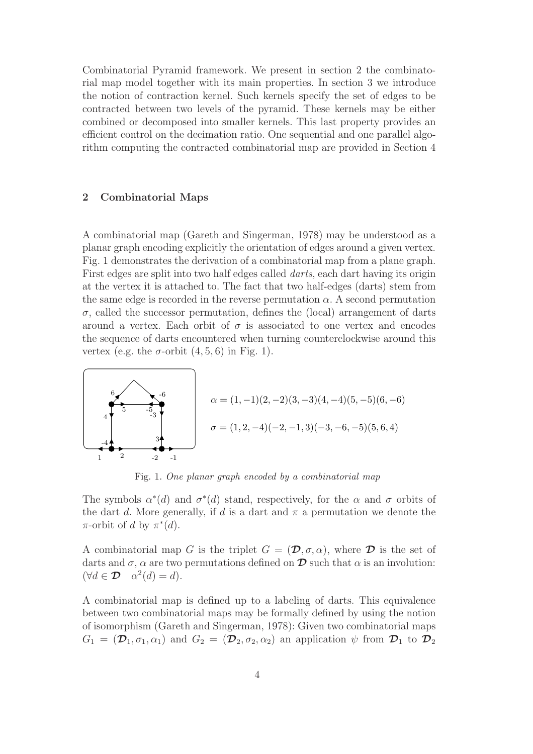Combinatorial Pyramid framework. We present in section 2 the combinatorial map model together with its main properties. In section 3 we introduce the notion of contraction kernel. Such kernels specify the set of edges to be contracted between two levels of the pyramid. These kernels may be either combined or decomposed into smaller kernels. This last property provides an efficient control on the decimation ratio. One sequential and one parallel algorithm computing the contracted combinatorial map are provided in Section 4

## 2 Combinatorial Maps

A combinatorial map (Gareth and Singerman, 1978) may be understood as a planar graph encoding explicitly the orientation of edges around a given vertex. Fig. 1 demonstrates the derivation of a combinatorial map from a plane graph. First edges are split into two half edges called *darts*, each dart having its origin at the vertex it is attached to. The fact that two half-edges (darts) stem from the same edge is recorded in the reverse permutation $\alpha$. A second permutation $\sigma$, called the successor permutation, defines the (local) arrangement of darts around a vertex. Each orbit of $\sigma$ is associated to one vertex and encodes the sequence of darts encountered when turning counterclockwise around this vertex (e.g. the $\sigma$-orbit $(4, 5, 6)$ in Fig. 1).

$$\alpha = (1, -1)(2, -2)(3, -3)(4, -4)(5, -5)(6, -6)$$

$$\sigma = (1, 2, -4)(-2, -1, 3)(-3, -6, -5)(5, 6, 4)$$

Fig. 1. *One planar graph encoded by a combinatorial map*

The symbols $\alpha^*(d)$ and $\sigma^*(d)$ stand, respectively, for the $\alpha$ and $\sigma$ orbits of the dart $d$. More generally, if $d$ is a dart and $\pi$ a permutation we denote the $\pi$-orbit of $d$ by $\pi^*(d)$.

A combinatorial map $G$ is the triplet $G = (\boldsymbol{\mathcal{D}}, \sigma, \alpha)$, where $\boldsymbol{\mathcal{D}}$ is the set of darts and $\sigma$, $\alpha$ are two permutations defined on $\boldsymbol{\mathcal{D}}$ such that $\alpha$ is an involution: $(\forall d \in \boldsymbol{\mathcal{D}} \quad \alpha^2(d) = d)$.

A combinatorial map is defined up to a labeling of darts. This equivalence between two combinatorial maps may be formally defined by using the notion of isomorphism (Gareth and Singerman, 1978): Given two combinatorial maps $G_1 = (\boldsymbol{\mathcal{D}}_1, \sigma_1, \alpha_1)$ and $G_2 = (\boldsymbol{\mathcal{D}}_2, \sigma_2, \alpha_2)$ an application $\psi$ from $\boldsymbol{\mathcal{D}}_1$ to $\boldsymbol{\mathcal{D}}_2$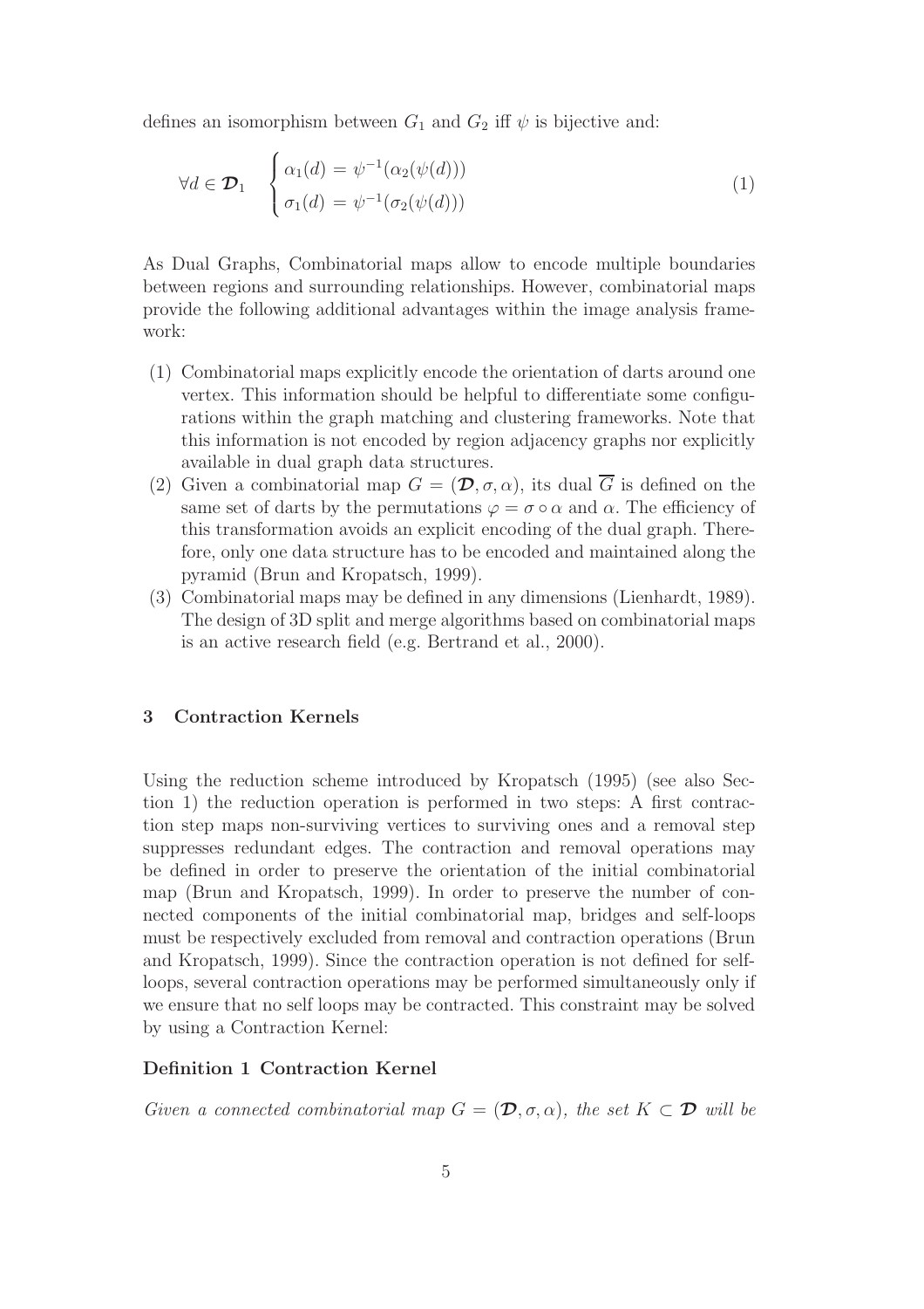defines an isomorphism between $G_1$ and $G_2$ iff $\psi$ is bijective and:

$$\forall d \in \boldsymbol{\mathcal{D}}_1 \quad \begin{cases} \alpha_1(d) = \psi^{-1}(\alpha_2(\psi(d))) \\ \sigma_1(d) = \psi^{-1}(\sigma_2(\psi(d))) \end{cases} \tag{1}$$

As Dual Graphs, Combinatorial maps allow to encode multiple boundaries between regions and surrounding relationships. However, combinatorial maps provide the following additional advantages within the image analysis framework:

(1) Combinatorial maps explicitly encode the orientation of darts around one vertex. This information should be helpful to differentiate some configurations within the graph matching and clustering frameworks. Note that this information is not encoded by region adjacency graphs nor explicitly available in dual graph data structures.
(2) Given a combinatorial map $G = (\boldsymbol{\mathcal{D}}, \sigma, \alpha)$, its dual $\overline{G}$ is defined on the same set of darts by the permutations $\varphi = \sigma \circ \alpha$ and $\alpha$. The efficiency of this transformation avoids an explicit encoding of the dual graph. Therefore, only one data structure has to be encoded and maintained along the pyramid (Brun and Kropatsch, 1999).
(3) Combinatorial maps may be defined in any dimensions (Lienhardt, 1989). The design of 3D split and merge algorithms based on combinatorial maps is an active research field (e.g. Bertrand et al., 2000).

## 3 Contraction Kernels

Using the reduction scheme introduced by Kropatsch (1995) (see also Section 1) the reduction operation is performed in two steps: A first contraction step maps non-surviving vertices to surviving ones and a removal step suppresses redundant edges. The contraction and removal operations may be defined in order to preserve the orientation of the initial combinatorial map (Brun and Kropatsch, 1999). In order to preserve the number of connected components of the initial combinatorial map, bridges and self-loops must be respectively excluded from removal and contraction operations (Brun and Kropatsch, 1999). Since the contraction operation is not defined for self-loops, several contraction operations may be performed simultaneously only if we ensure that no self loops may be contracted. This constraint may be solved by using a Contraction Kernel:

**Definition 1 Contraction Kernel**

*Given a connected combinatorial map $G = (\boldsymbol{\mathcal{D}}, \sigma, \alpha)$, the set $K \subset \boldsymbol{\mathcal{D}}$ will be*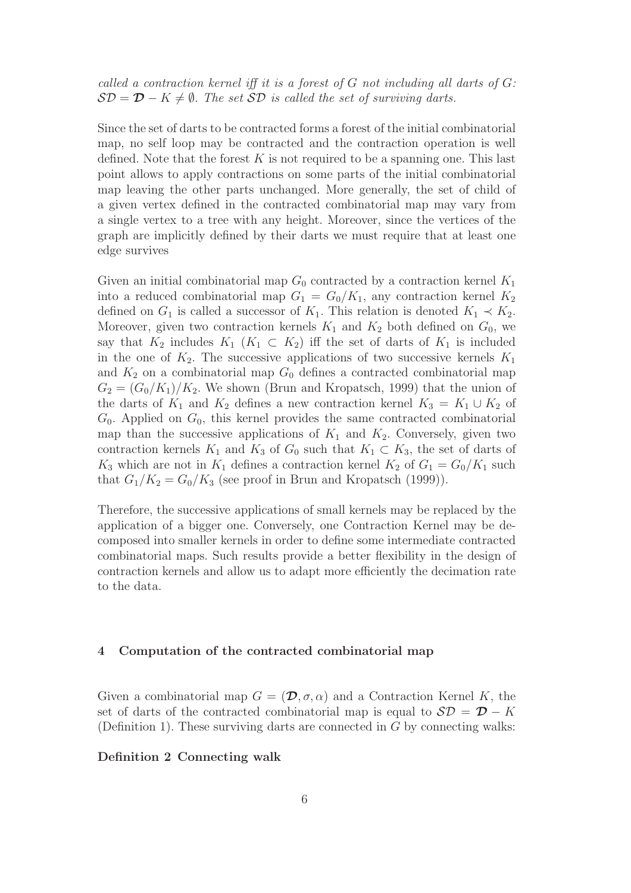*called a contraction kernel iff it is a forest of $G$ not including all darts of $G$: $\mathcal{SD} = \boldsymbol{\mathcal{D}} - K \neq \emptyset$. The set $\mathcal{SD}$ is called the set of surviving darts.*

Since the set of darts to be contracted forms a forest of the initial combinatorial map, no self loop may be contracted and the contraction operation is well defined. Note that the forest $K$ is not required to be a spanning one. This last point allows to apply contractions on some parts of the initial combinatorial map leaving the other parts unchanged. More generally, the set of child of a given vertex defined in the contracted combinatorial map may vary from a single vertex to a tree with any height. Moreover, since the vertices of the graph are implicitly defined by their darts we must require that at least one edge survives

Given an initial combinatorial map $G_0$ contracted by a contraction kernel $K_1$ into a reduced combinatorial map $G_1 = G_0/K_1$, any contraction kernel $K_2$ defined on $G_1$ is called a successor of $K_1$. This relation is denoted $K_1 \prec K_2$. Moreover, given two contraction kernels $K_1$ and $K_2$ both defined on $G_0$, we say that $K_2$ includes $K_1$ ($K_1 \subset K_2$) iff the set of darts of $K_1$ is included in the one of $K_2$. The successive applications of two successive kernels $K_1$ and $K_2$ on a combinatorial map $G_0$ defines a contracted combinatorial map $G_2 = (G_0/K_1)/K_2$. We shown (Brun and Kropatsch, 1999) that the union of the darts of $K_1$ and $K_2$ defines a new contraction kernel $K_3 = K_1 \cup K_2$ of $G_0$. Applied on $G_0$, this kernel provides the same contracted combinatorial map than the successive applications of $K_1$ and $K_2$. Conversely, given two contraction kernels $K_1$ and $K_3$ of $G_0$ such that $K_1 \subset K_3$, the set of darts of $K_3$ which are not in $K_1$ defines a contraction kernel $K_2$ of $G_1 = G_0/K_1$ such that $G_1/K_2 = G_0/K_3$ (see proof in Brun and Kropatsch (1999)).

Therefore, the successive applications of small kernels may be replaced by the application of a bigger one. Conversely, one Contraction Kernel may be decomposed into smaller kernels in order to define some intermediate contracted combinatorial maps. Such results provide a better flexibility in the design of contraction kernels and allow us to adapt more efficiently the decimation rate to the data.

## 4 Computation of the contracted combinatorial map

Given a combinatorial map $G = (\boldsymbol{\mathcal{D}}, \sigma, \alpha)$ and a Contraction Kernel $K$, the set of darts of the contracted combinatorial map is equal to $\mathcal{SD} = \boldsymbol{\mathcal{D}} - K$ (Definition 1). These surviving darts are connected in $G$ by connecting walks:

**Definition 2 Connecting walk**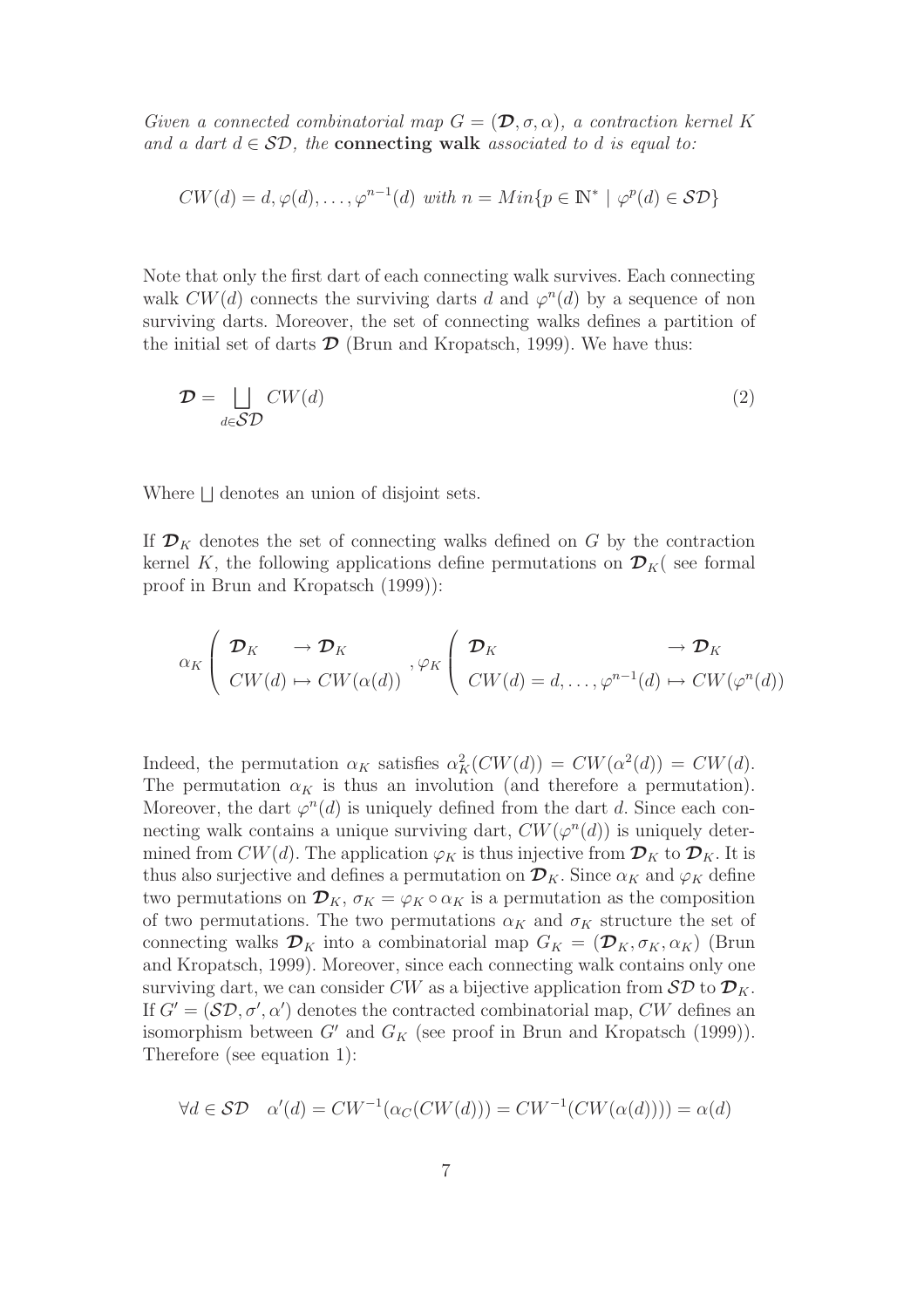*Given a connected combinatorial map $G = (\mathcal{D}, \sigma, \alpha)$, a contraction kernel $K$ and a dart $d \in \mathcal{SD}$, the* **connecting walk** *associated to $d$ is equal to:*

$$CW(d) = d, \varphi(d), \ldots, \varphi^{n-1}(d) \text{ with } n = Min\{p \in \mathbb{N}^* \mid \varphi^p(d) \in \mathcal{SD}\}$$

Note that only the first dart of each connecting walk survives. Each connecting walk $CW(d)$ connects the surviving darts $d$ and $\varphi^n(d)$ by a sequence of non surviving darts. Moreover, the set of connecting walks defines a partition of the initial set of darts $\mathcal{D}$ (Brun and Kropatsch, 1999). We have thus:

$$\mathcal{D} = \bigsqcup_{d \in \mathcal{SD}} CW(d) \tag{2}$$

Where $\bigsqcup$ denotes an union of disjoint sets.

If $\mathcal{D}_K$ denotes the set of connecting walks defined on $G$ by the contraction kernel $K$, the following applications define permutations on $\mathcal{D}_K$( see formal proof in Brun and Kropatsch (1999)):

$$\alpha_K \left( \begin{array}{ll} \mathcal{D}_K & \to \mathcal{D}_K \\ CW(d) \mapsto CW(\alpha(d)) \end{array} \right), \varphi_K \left( \begin{array}{ll} \mathcal{D}_K & \to \mathcal{D}_K \\ CW(d) = d, \ldots, \varphi^{n-1}(d) \mapsto CW(\varphi^n(d)) \end{array} \right)$$

Indeed, the permutation $\alpha_K$ satisfies $\alpha_K^2(CW(d)) = CW(\alpha^2(d)) = CW(d)$. The permutation $\alpha_K$ is thus an involution (and therefore a permutation). Moreover, the dart $\varphi^n(d)$ is uniquely defined from the dart $d$. Since each connecting walk contains a unique surviving dart, $CW(\varphi^n(d))$ is uniquely determined from $CW(d)$. The application $\varphi_K$ is thus injective from $\mathcal{D}_K$ to $\mathcal{D}_K$. It is thus also surjective and defines a permutation on $\mathcal{D}_K$. Since $\alpha_K$ and $\varphi_K$ define two permutations on $\mathcal{D}_K$, $\sigma_K = \varphi_K \circ \alpha_K$ is a permutation as the composition of two permutations. The two permutations $\alpha_K$ and $\sigma_K$ structure the set of connecting walks $\mathcal{D}_K$ into a combinatorial map $G_K = (\mathcal{D}_K, \sigma_K, \alpha_K)$ (Brun and Kropatsch, 1999). Moreover, since each connecting walk contains only one surviving dart, we can consider $CW$ as a bijective application from $\mathcal{SD}$ to $\mathcal{D}_K$. If $G' = (\mathcal{SD}, \sigma', \alpha')$ denotes the contracted combinatorial map, $CW$ defines an isomorphism between $G'$ and $G_K$ (see proof in Brun and Kropatsch (1999)). Therefore (see equation 1):

$$\forall d \in \mathcal{SD} \quad \alpha'(d) = CW^{-1}(\alpha_C(CW(d))) = CW^{-1}(CW(\alpha(d)))) = \alpha(d)$$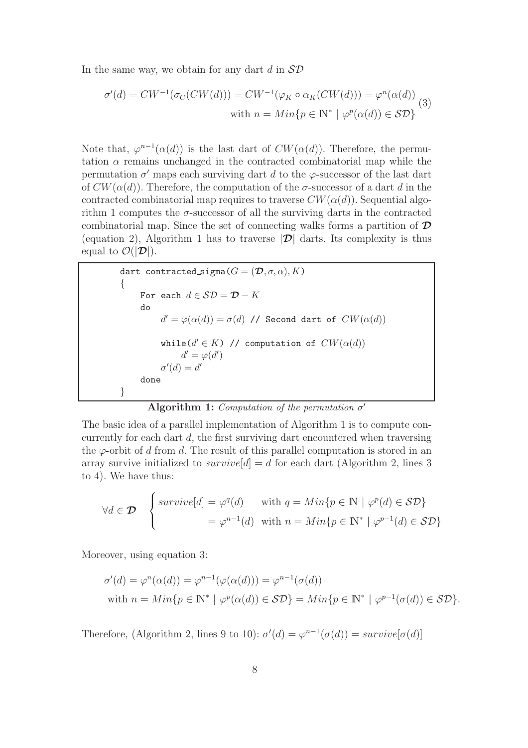In the same way, we obtain for any dart $d$ in $\mathcal{SD}$

$$\sigma'(d) = CW^{-1}(\sigma_C(CW(d))) = CW^{-1}(\varphi_K \circ \alpha_K(CW(d))) = \varphi^n(\alpha(d)) \quad \text{with } n = Min\{p \in \mathbb{N}^* \mid \varphi^p(\alpha(d)) \in \mathcal{SD}\} \tag{3}$$

Note that, $\varphi^{n-1}(\alpha(d))$ is the last dart of $CW(\alpha(d))$. Therefore, the permutation $\alpha$ remains unchanged in the contracted combinatorial map while the permutation $\sigma'$ maps each surviving dart $d$ to the $\varphi$-successor of the last dart of $CW(\alpha(d))$. Therefore, the computation of the $\sigma$-successor of a dart $d$ in the contracted combinatorial map requires to traverse $CW(\alpha(d))$. Sequential algorithm 1 computes the $\sigma$-successor of all the surviving darts in the contracted combinatorial map. Since the set of connecting walks forms a partition of $\mathcal{D}$ (equation 2), Algorithm 1 has to traverse $|\mathcal{D}|$ darts. Its complexity is thus equal to $\mathcal{O}(|\mathcal{D}|)$.

```
dart contracted_sigma(G = (D, σ, α), K)
{
    For each d ∈ SD = D − K
    do
        d' = φ(α(d)) = σ(d) // Second dart of CW(α(d))

        while(d' ∈ K) // computation of CW(α(d))
            d' = φ(d')
        σ'(d) = d'
    done
}
```

**Algorithm 1:** *Computation of the permutation $\sigma'$*

The basic idea of a parallel implementation of Algorithm 1 is to compute concurrently for each dart $d$, the first surviving dart encountered when traversing the $\varphi$-orbit of $d$ from $d$. The result of this parallel computation is stored in an array survive initialized to $survive[d] = d$ for each dart (Algorithm 2, lines 3 to 4). We have thus:

$$\forall d \in \mathcal{D} \quad \begin{cases} survive[d] = \varphi^q(d) & \text{with } q = Min\{p \in \mathbb{N} \mid \varphi^p(d) \in \mathcal{SD}\} \\ \qquad\qquad\;\; = \varphi^{n-1}(d) & \text{with } n = Min\{p \in \mathbb{N}^* \mid \varphi^{p-1}(d) \in \mathcal{SD}\} \end{cases}$$

Moreover, using equation 3:

$$\begin{aligned} &\sigma'(d) = \varphi^n(\alpha(d)) = \varphi^{n-1}(\varphi(\alpha(d))) = \varphi^{n-1}(\sigma(d)) \\ &\text{with } n = Min\{p \in \mathbb{N}^* \mid \varphi^p(\alpha(d)) \in \mathcal{SD}\} = Min\{p \in \mathbb{N}^* \mid \varphi^{p-1}(\sigma(d)) \in \mathcal{SD}\}. \end{aligned}$$

Therefore, (Algorithm 2, lines 9 to 10): $\sigma'(d) = \varphi^{n-1}(\sigma(d)) = survive[\sigma(d)]$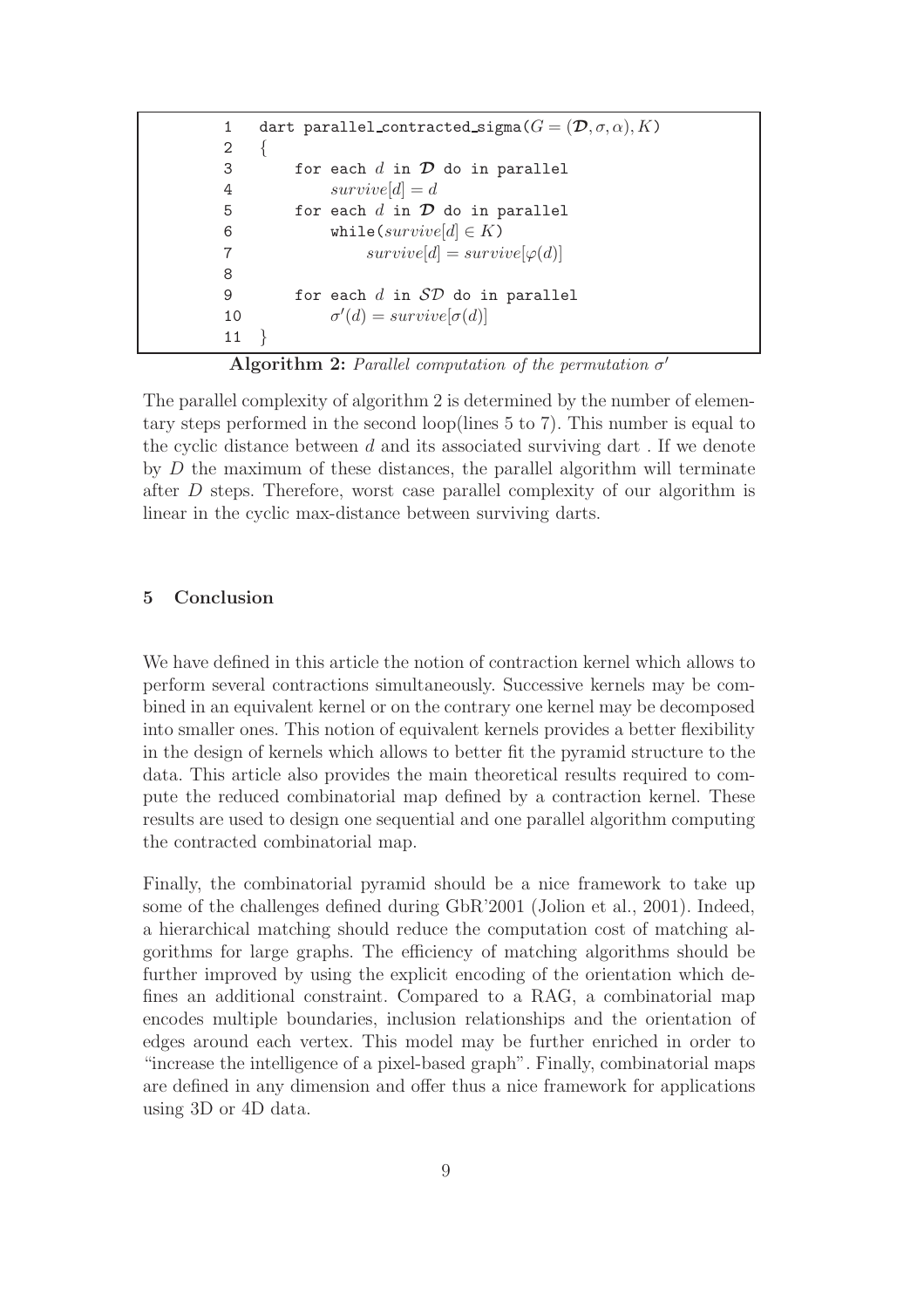```
1   dart parallel_contracted_sigma(G = (𝓓, σ, α), K)
2   {
3       for each d in 𝓓 do in parallel
4           survive[d] = d
5       for each d in 𝓓 do in parallel
6           while(survive[d] ∈ K)
7               survive[d] = survive[φ(d)]
8
9       for each d in 𝒮𝒟 do in parallel
10          σ'(d) = survive[σ(d)]
11  }
```

**Algorithm 2:** *Parallel computation of the permutation $\sigma'$*

The parallel complexity of algorithm 2 is determined by the number of elementary steps performed in the second loop(lines 5 to 7). This number is equal to the cyclic distance between $d$ and its associated surviving dart . If we denote by $D$ the maximum of these distances, the parallel algorithm will terminate after $D$ steps. Therefore, worst case parallel complexity of our algorithm is linear in the cyclic max-distance between surviving darts.

## 5 Conclusion

We have defined in this article the notion of contraction kernel which allows to perform several contractions simultaneously. Successive kernels may be combined in an equivalent kernel or on the contrary one kernel may be decomposed into smaller ones. This notion of equivalent kernels provides a better flexibility in the design of kernels which allows to better fit the pyramid structure to the data. This article also provides the main theoretical results required to compute the reduced combinatorial map defined by a contraction kernel. These results are used to design one sequential and one parallel algorithm computing the contracted combinatorial map.

Finally, the combinatorial pyramid should be a nice framework to take up some of the challenges defined during GbR'2001 (Jolion et al., 2001). Indeed, a hierarchical matching should reduce the computation cost of matching algorithms for large graphs. The efficiency of matching algorithms should be further improved by using the explicit encoding of the orientation which defines an additional constraint. Compared to a RAG, a combinatorial map encodes multiple boundaries, inclusion relationships and the orientation of edges around each vertex. This model may be further enriched in order to "increase the intelligence of a pixel-based graph". Finally, combinatorial maps are defined in any dimension and offer thus a nice framework for applications using 3D or 4D data.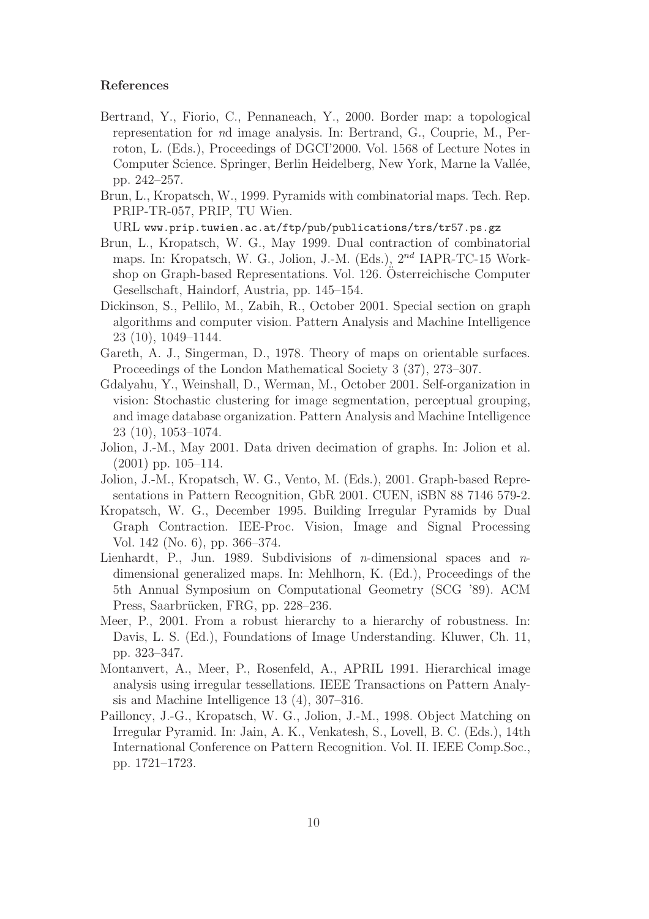### References

Bertrand, Y., Fiorio, C., Pennaneach, Y., 2000. Border map: a topological representation for *n*d image analysis. In: Bertrand, G., Couprie, M., Perroton, L. (Eds.), Proceedings of DGCI'2000. Vol. 1568 of Lecture Notes in Computer Science. Springer, Berlin Heidelberg, New York, Marne la Vallée, pp. 242–257.

Brun, L., Kropatsch, W., 1999. Pyramids with combinatorial maps. Tech. Rep. PRIP-TR-057, PRIP, TU Wien.
URL `www.prip.tuwien.ac.at/ftp/pub/publications/trs/tr57.ps.gz`

Brun, L., Kropatsch, W. G., May 1999. Dual contraction of combinatorial maps. In: Kropatsch, W. G., Jolion, J.-M. (Eds.), $2^{nd}$ IAPR-TC-15 Workshop on Graph-based Representations. Vol. 126. Österreichische Computer Gesellschaft, Haindorf, Austria, pp. 145–154.

Dickinson, S., Pellilo, M., Zabih, R., October 2001. Special section on graph algorithms and computer vision. Pattern Analysis and Machine Intelligence 23 (10), 1049–1144.

Gareth, A. J., Singerman, D., 1978. Theory of maps on orientable surfaces. Proceedings of the London Mathematical Society 3 (37), 273–307.

Gdalyahu, Y., Weinshall, D., Werman, M., October 2001. Self-organization in vision: Stochastic clustering for image segmentation, perceptual grouping, and image database organization. Pattern Analysis and Machine Intelligence 23 (10), 1053–1074.

Jolion, J.-M., May 2001. Data driven decimation of graphs. In: Jolion et al. (2001) pp. 105–114.

Jolion, J.-M., Kropatsch, W. G., Vento, M. (Eds.), 2001. Graph-based Representations in Pattern Recognition, GbR 2001. CUEN, iSBN 88 7146 579-2.

Kropatsch, W. G., December 1995. Building Irregular Pyramids by Dual Graph Contraction. IEE-Proc. Vision, Image and Signal Processing Vol. 142 (No. 6), pp. 366–374.

Lienhardt, P., Jun. 1989. Subdivisions of *n*-dimensional spaces and *n*-dimensional generalized maps. In: Mehlhorn, K. (Ed.), Proceedings of the 5th Annual Symposium on Computational Geometry (SCG '89). ACM Press, Saarbrücken, FRG, pp. 228–236.

Meer, P., 2001. From a robust hierarchy to a hierarchy of robustness. In: Davis, L. S. (Ed.), Foundations of Image Understanding. Kluwer, Ch. 11, pp. 323–347.

Montanvert, A., Meer, P., Rosenfeld, A., APRIL 1991. Hierarchical image analysis using irregular tessellations. IEEE Transactions on Pattern Analysis and Machine Intelligence 13 (4), 307–316.

Pailloncy, J.-G., Kropatsch, W. G., Jolion, J.-M., 1998. Object Matching on Irregular Pyramid. In: Jain, A. K., Venkatesh, S., Lovell, B. C. (Eds.), 14th International Conference on Pattern Recognition. Vol. II. IEEE Comp.Soc., pp. 1721–1723.